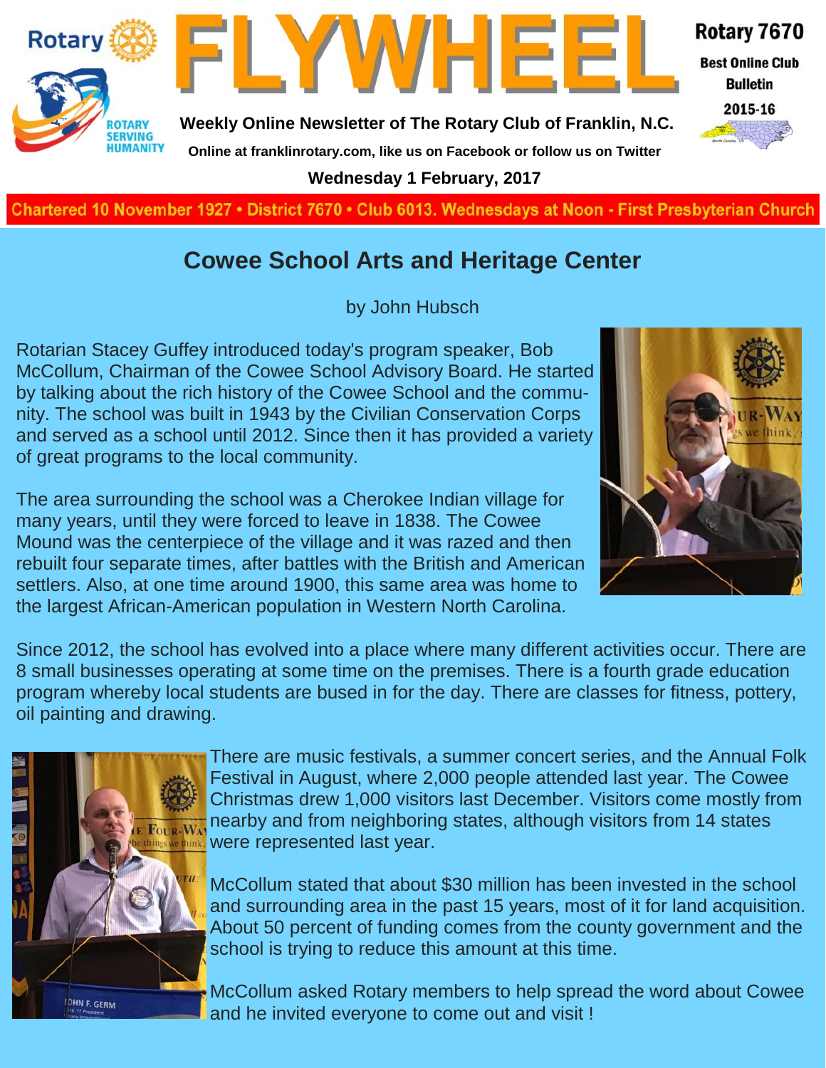# FLYWHEEL

**Weekly Online Newsletter of The Rotary Club of Franklin, N.C.**

Online at franklinrotary.com, like us on Facebook or follow us on Twitter

**Wednesday 1 February, 2017**

Rotary 7670
Best Online Club Bulletin
2015-16

Chartered 10 November 1927 • District 7670 • Club 6013. Wednesdays at Noon - First Presbyterian Church

## Cowee School Arts and Heritage Center

by John Hubsch

Rotarian Stacey Guffey introduced today's program speaker, Bob McCollum, Chairman of the Cowee School Advisory Board. He started by talking about the rich history of the Cowee School and the community. The school was built in 1943 by the Civilian Conservation Corps and served as a school until 2012. Since then it has provided a variety of great programs to the local community.

The area surrounding the school was a Cherokee Indian village for many years, until they were forced to leave in 1838. The Cowee Mound was the centerpiece of the village and it was razed and then rebuilt four separate times, after battles with the British and American settlers. Also, at one time around 1900, this same area was home to the largest African-American population in Western North Carolina.

Since 2012, the school has evolved into a place where many different activities occur. There are 8 small businesses operating at some time on the premises. There is a fourth grade education program whereby local students are bused in for the day. There are classes for fitness, pottery, oil painting and drawing.

There are music festivals, a summer concert series, and the Annual Folk Festival in August, where 2,000 people attended last year. The Cowee Christmas drew 1,000 visitors last December. Visitors come mostly from nearby and from neighboring states, although visitors from 14 states were represented last year.

McCollum stated that about $30 million has been invested in the school and surrounding area in the past 15 years, most of it for land acquisition. About 50 percent of funding comes from the county government and the school is trying to reduce this amount at this time.

McCollum asked Rotary members to help spread the word about Cowee and he invited everyone to come out and visit !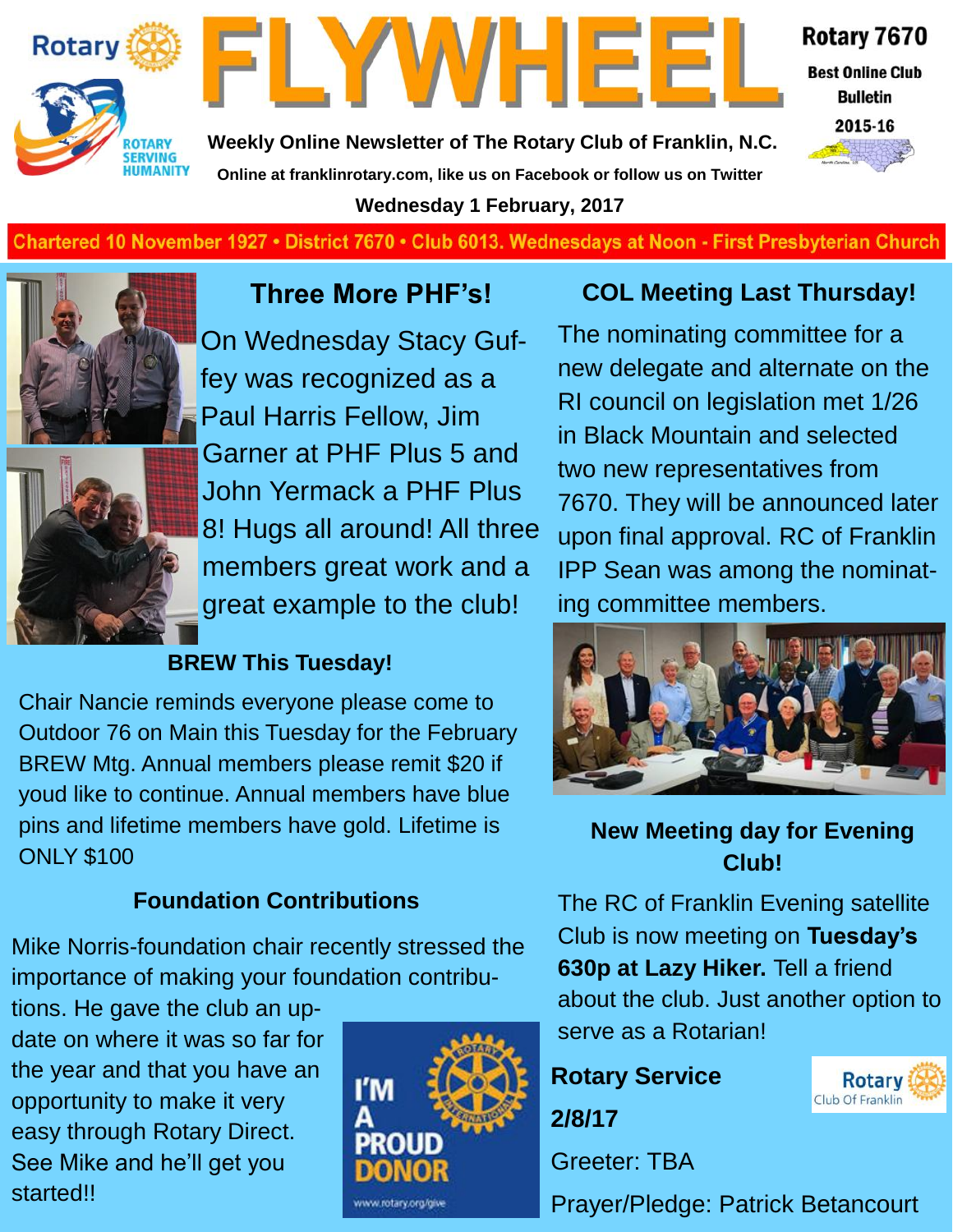# FLYWHEEL

**Rotary 7670**
**Best Online Club Bulletin**
**2015-16**

**Weekly Online Newsletter of The Rotary Club of Franklin, N.C.**

**Online at franklinrotary.com, like us on Facebook or follow us on Twitter**

**Wednesday 1 February, 2017**

**Chartered 10 November 1927 • District 7670 • Club 6013. Wednesdays at Noon - First Presbyterian Church**

## Three More PHF's!

On Wednesday Stacy Guffey was recognized as a Paul Harris Fellow, Jim Garner at PHF Plus 5 and John Yermack a PHF Plus 8! Hugs all around! All three members great work and a great example to the club!

### BREW This Tuesday!

Chair Nancie reminds everyone please come to Outdoor 76 on Main this Tuesday for the February BREW Mtg. Annual members please remit $20 if youd like to continue. Annual members have blue pins and lifetime members have gold. Lifetime is ONLY $100

### Foundation Contributions

Mike Norris-foundation chair recently stressed the importance of making your foundation contributions. He gave the club an update on where it was so far for the year and that you have an opportunity to make it very easy through Rotary Direct. See Mike and he'll get you started!!

I'M A PROUD DONOR
www.rotary.org/give

## COL Meeting Last Thursday!

The nominating committee for a new delegate and alternate on the RI council on legislation met 1/26 in Black Mountain and selected two new representatives from 7670. They will be announced later upon final approval. RC of Franklin IPP Sean was among the nominating committee members.

### New Meeting day for Evening Club!

The RC of Franklin Evening satellite Club is now meeting on **Tuesday's 630p at Lazy Hiker.** Tell a friend about the club. Just another option to serve as a Rotarian!

### Rotary Service

### 2/8/17

Greeter: TBA

Prayer/Pledge: Patrick Betancourt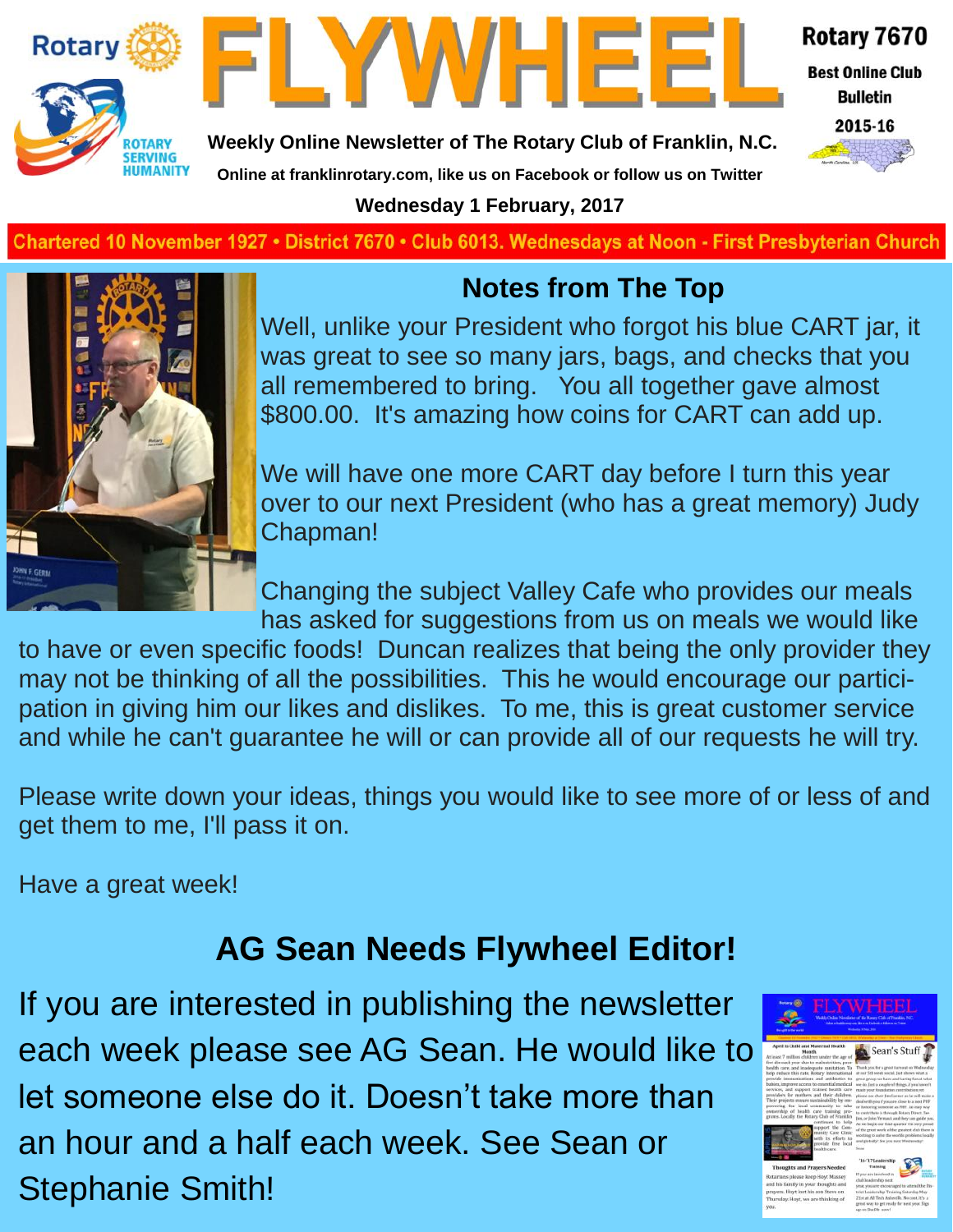# FLYWHEEL

**Weekly Online Newsletter of The Rotary Club of Franklin, N.C.**

Online at franklinrotary.com, like us on Facebook or follow us on Twitter

**Wednesday 1 February, 2017**

Rotary 7670 Best Online Club Bulletin 2015-16

Chartered 10 November 1927 • District 7670 • Club 6013. Wednesdays at Noon - First Presbyterian Church

## Notes from The Top

Well, unlike your President who forgot his blue CART jar, it was great to see so many jars, bags, and checks that you all remembered to bring. You all together gave almost $800.00. It's amazing how coins for CART can add up.

We will have one more CART day before I turn this year over to our next President (who has a great memory) Judy Chapman!

Changing the subject Valley Cafe who provides our meals has asked for suggestions from us on meals we would like to have or even specific foods! Duncan realizes that being the only provider they may not be thinking of all the possibilities. This he would encourage our participation in giving him our likes and dislikes. To me, this is great customer service and while he can't guarantee he will or can provide all of our requests he will try.

Please write down your ideas, things you would like to see more of or less of and get them to me, I'll pass it on.

Have a great week!

## AG Sean Needs Flywheel Editor!

If you are interested in publishing the newsletter each week please see AG Sean. He would like to let someone else do it. Doesn't take more than an hour and a half each week. See Sean or Stephanie Smith!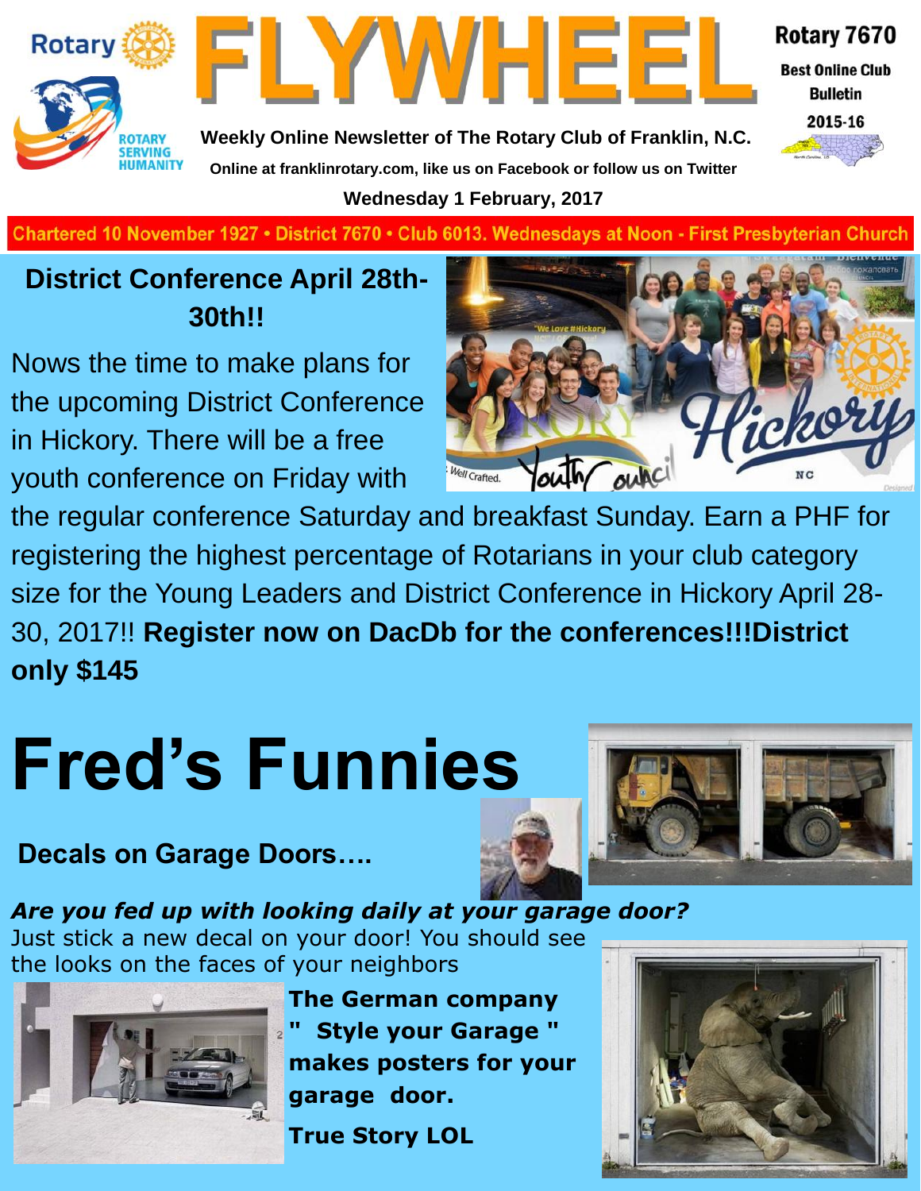# FLYWHEEL

Rotary 7670

Best Online Club Bulletin

2015-16

**Weekly Online Newsletter of The Rotary Club of Franklin, N.C.**

**Online at franklinrotary.com, like us on Facebook or follow us on Twitter**

**Wednesday 1 February, 2017**

Chartered 10 November 1927 • District 7670 • Club 6013. Wednesdays at Noon - First Presbyterian Church

## District Conference April 28th-30th!!

Nows the time to make plans for the upcoming District Conference in Hickory. There will be a free youth conference on Friday with the regular conference Saturday and breakfast Sunday. Earn a PHF for registering the highest percentage of Rotarians in your club category size for the Young Leaders and District Conference in Hickory April 28-30, 2017!! **Register now on DacDb for the conferences!!!District only $145**

# Fred's Funnies

### Decals on Garage Doors….

***Are you fed up with looking daily at your garage door?***

Just stick a new decal on your door! You should see the looks on the faces of your neighbors

**The German company " Style your Garage " makes posters for your garage door.**

**True Story LOL**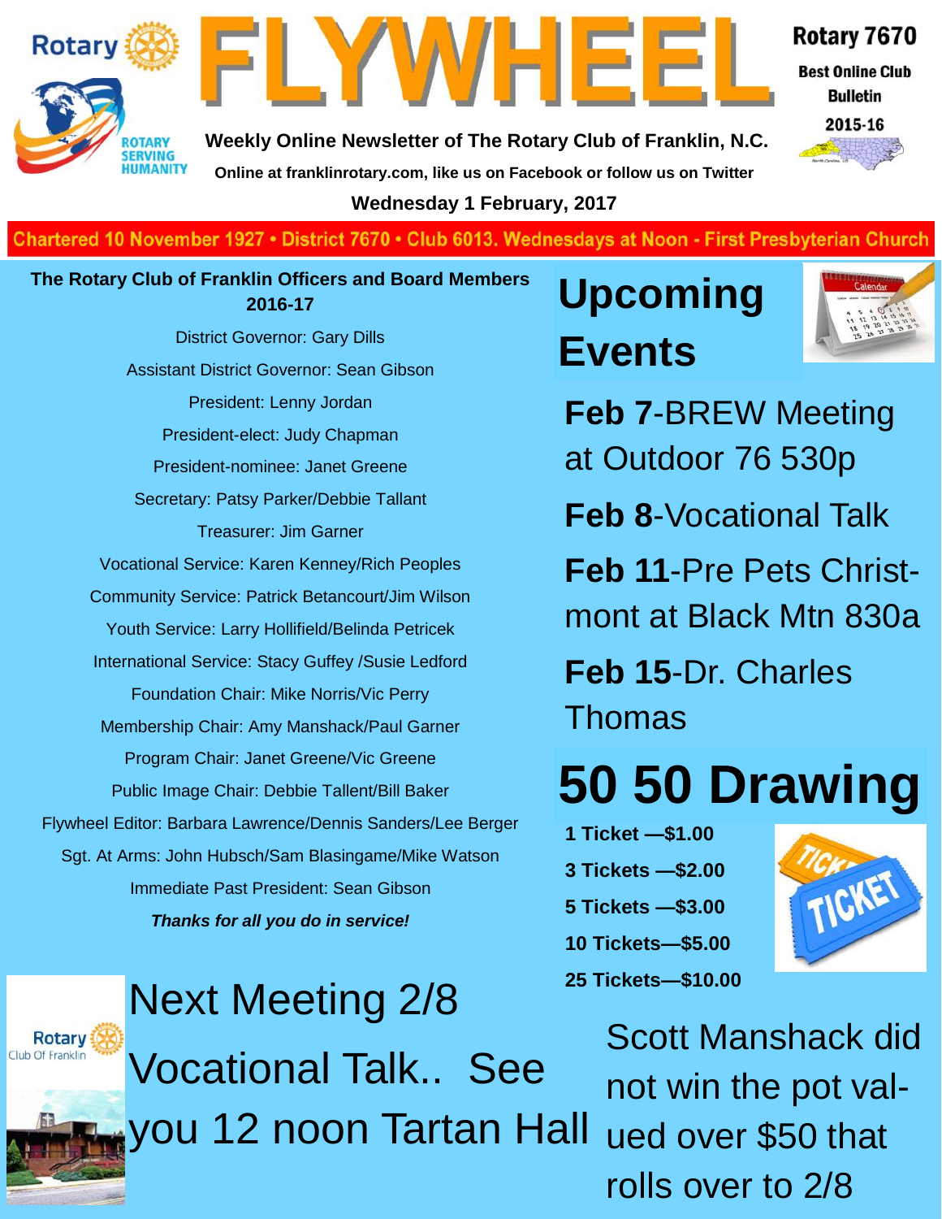# FLYWHEEL

**Rotary 7670**

**Best Online Club Bulletin**

**2015-16**

**Weekly Online Newsletter of The Rotary Club of Franklin, N.C.**

**Online at franklinrotary.com, like us on Facebook or follow us on Twitter**

**Wednesday 1 February, 2017**

**Chartered 10 November 1927 • District 7670 • Club 6013. Wednesdays at Noon - First Presbyterian Church**

### The Rotary Club of Franklin Officers and Board Members 2016-17

District Governor: Gary Dills

Assistant District Governor: Sean Gibson

President: Lenny Jordan

President-elect: Judy Chapman

President-nominee: Janet Greene

Secretary: Patsy Parker/Debbie Tallant

Treasurer: Jim Garner

Vocational Service: Karen Kenney/Rich Peoples

Community Service: Patrick Betancourt/Jim Wilson

Youth Service: Larry Hollifield/Belinda Petricek

International Service: Stacy Guffey /Susie Ledford

Foundation Chair: Mike Norris/Vic Perry

Membership Chair: Amy Manshack/Paul Garner

Program Chair: Janet Greene/Vic Greene

Public Image Chair: Debbie Tallent/Bill Baker

Flywheel Editor: Barbara Lawrence/Dennis Sanders/Lee Berger

Sgt. At Arms: John Hubsch/Sam Blasingame/Mike Watson

Immediate Past President: Sean Gibson

***Thanks for all you do in service!***

## Next Meeting 2/8 Vocational Talk.. See you 12 noon Tartan Hall

## Upcoming Events

**Feb 7**-BREW Meeting at Outdoor 76 530p

**Feb 8**-Vocational Talk

**Feb 11**-Pre Pets Christmont at Black Mtn 830a

**Feb 15**-Dr. Charles Thomas

## 50 50 Drawing

**1 Ticket —$1.00**

**3 Tickets —$2.00**

**5 Tickets —$3.00**

**10 Tickets—$5.00**

**25 Tickets—$10.00**

Scott Manshack did not win the pot valued over $50 that rolls over to 2/8